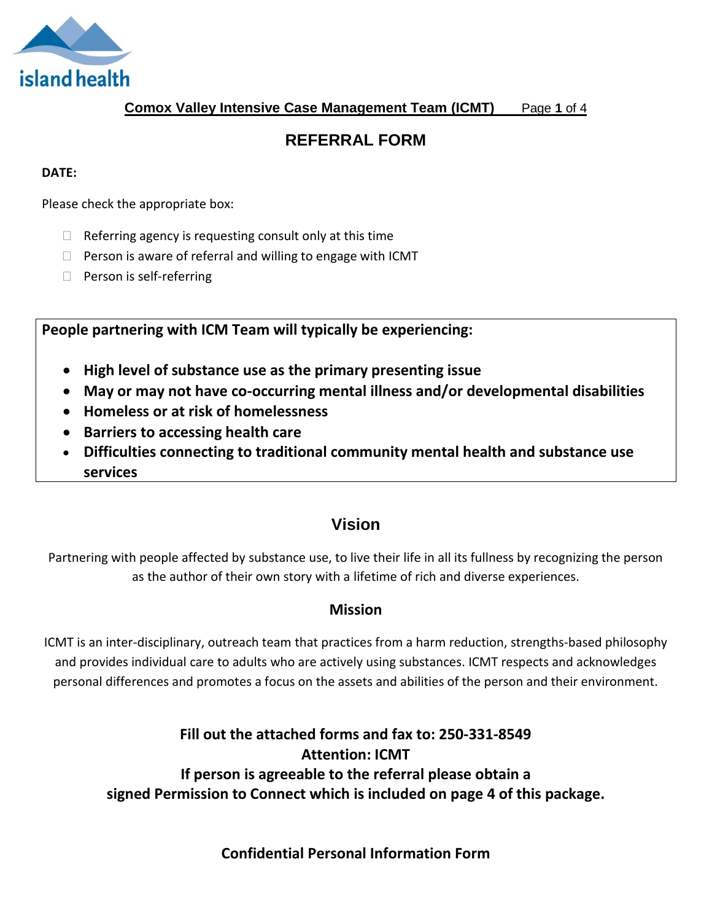**Comox Valley Intensive Case Management Team (ICMT)**

# REFERRAL FORM

**DATE:**

Please check the appropriate box:

- ☐ Referring agency is requesting consult only at this time
- ☐ Person is aware of referral and willing to engage with ICMT
- ☐ Person is self-referring

**People partnering with ICM Team will typically be experiencing:**

- **High level of substance use as the primary presenting issue**
- **May or may not have co-occurring mental illness and/or developmental disabilities**
- **Homeless or at risk of homelessness**
- **Barriers to accessing health care**
- **Difficulties connecting to traditional community mental health and substance use services**

## Vision

Partnering with people affected by substance use, to live their life in all its fullness by recognizing the person as the author of their own story with a lifetime of rich and diverse experiences.

## Mission

ICMT is an inter-disciplinary, outreach team that practices from a harm reduction, strengths-based philosophy and provides individual care to adults who are actively using substances. ICMT respects and acknowledges personal differences and promotes a focus on the assets and abilities of the person and their environment.

**Fill out the attached forms and fax to: 250-331-8549**
**Attention: ICMT**
**If person is agreeable to the referral please obtain a signed Permission to Connect which is included on page 4 of this package.**

**Confidential Personal Information Form**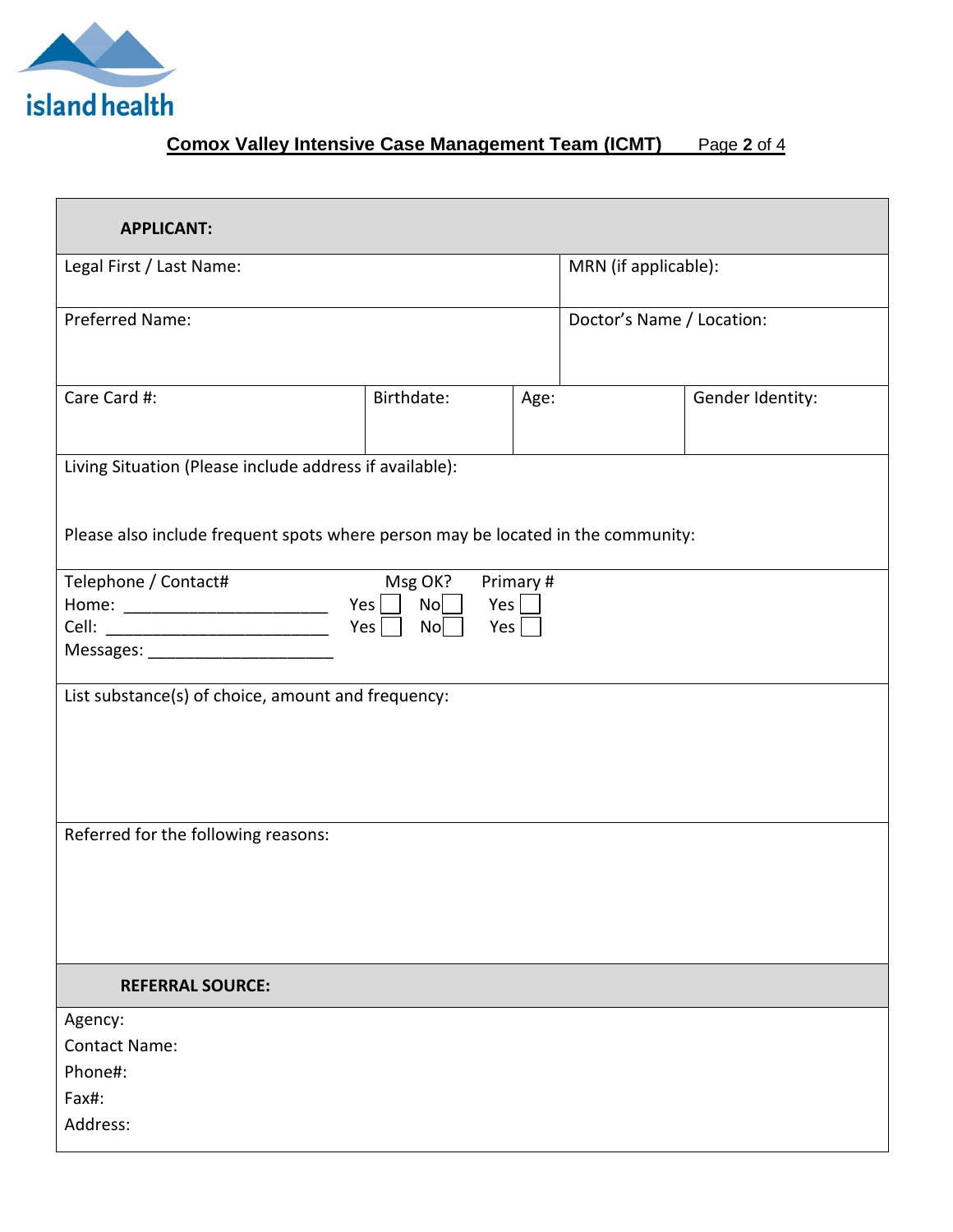island health

## Comox Valley Intensive Case Management Team (ICMT)

| **APPLICANT:** | | | |
|---|---|---|---|
| Legal First / Last Name: | | MRN (if applicable): | |
| Preferred Name: | | Doctor's Name / Location: | |
| Care Card #: | Birthdate: | Age: | Gender Identity: |

Living Situation (Please include address if available):

Please also include frequent spots where person may be located in the community:

| Telephone / Contact# | Msg OK? | | Primary # |
|---|---|---|---|
| Home: ______________________ | Yes ☐ | No ☐ | Yes ☐ |
| Cell: ________________________ | Yes ☐ | No ☐ | Yes ☐ |
| Messages: ____________________ | | | |

List substance(s) of choice, amount and frequency:

Referred for the following reasons:

**REFERRAL SOURCE:**

Agency:

Contact Name:

Phone#:

Fax#:

Address: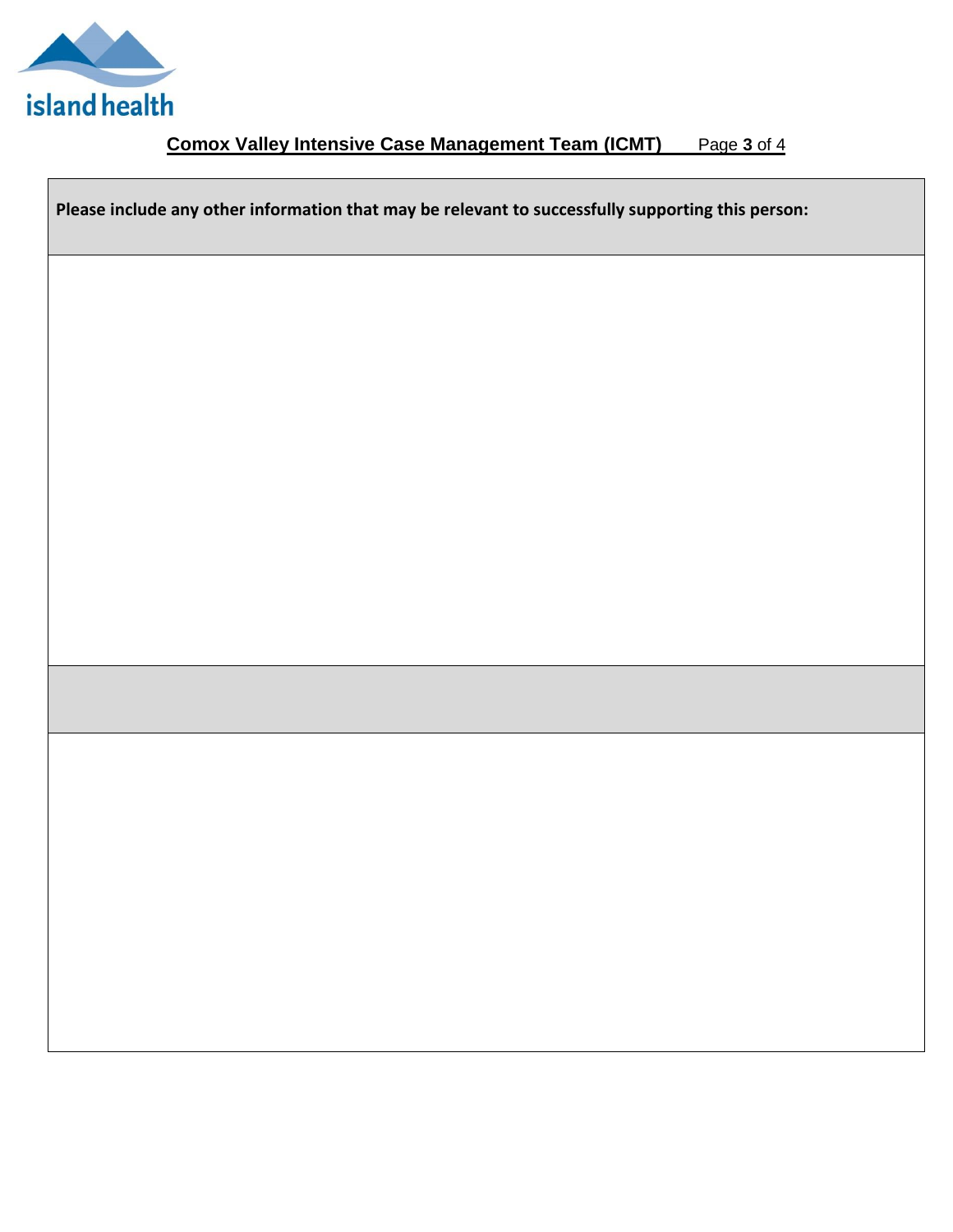**Comox Valley Intensive Case Management Team (ICMT)**

| **Please include any other information that may be relevant to successfully supporting this person:** |
| --- |
| |
| |
| |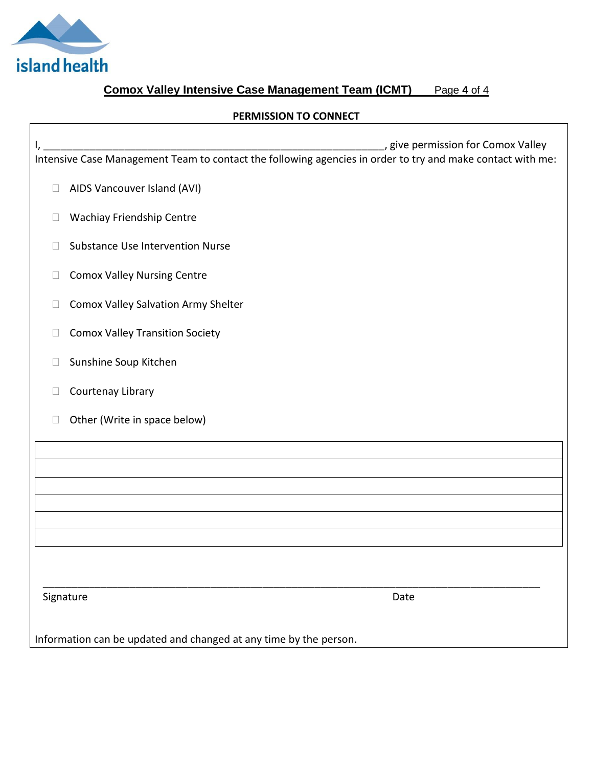## Comox Valley Intensive Case Management Team (ICMT)

**PERMISSION TO CONNECT**

I, ___________________________________________________________, give permission for Comox Valley Intensive Case Management Team to contact the following agencies in order to try and make contact with me:

- ☐ AIDS Vancouver Island (AVI)
- ☐ Wachiay Friendship Centre
- ☐ Substance Use Intervention Nurse
- ☐ Comox Valley Nursing Centre
- ☐ Comox Valley Salvation Army Shelter
- ☐ Comox Valley Transition Society
- ☐ Sunshine Soup Kitchen
- ☐ Courtenay Library
- ☐ Other (Write in space below)

| |
|---|
| |
| |
| |
| |
| |

_____________________________________________________________________________________

Signature                                                                                    Date

Information can be updated and changed at any time by the person.